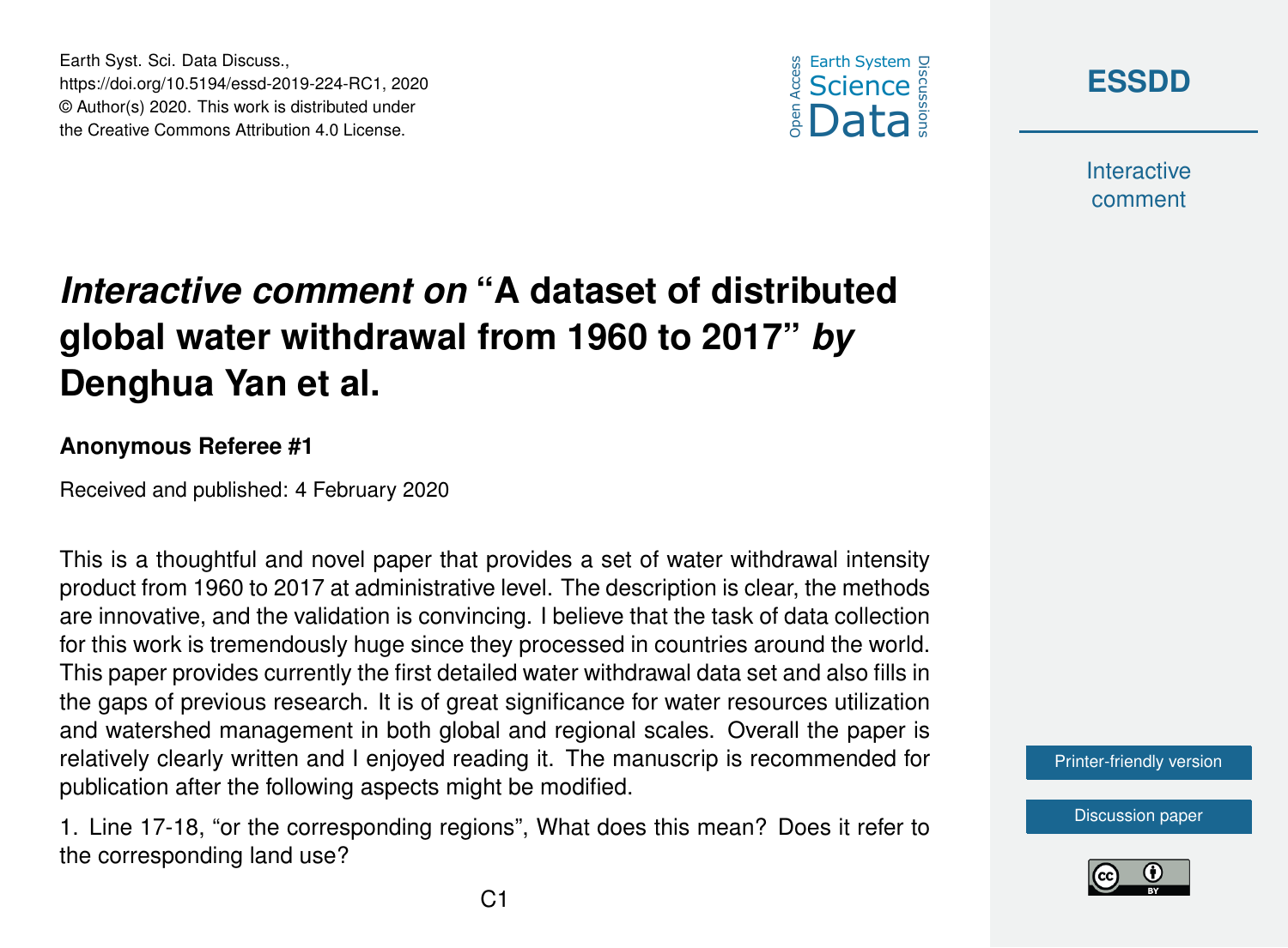# *Interactive comment on* "A dataset of distributed global water withdrawal from 1960 to 2017" *by* Denghua Yan et al.

**Anonymous Referee #1**

Received and published: 4 February 2020

This is a thoughtful and novel paper that provides a set of water withdrawal intensity product from 1960 to 2017 at administrative level. The description is clear, the methods are innovative, and the validation is convincing. I believe that the task of data collection for this work is tremendously huge since they processed in countries around the world. This paper provides currently the first detailed water withdrawal data set and also fills in the gaps of previous research. It is of great significance for water resources utilization and watershed management in both global and regional scales. Overall the paper is relatively clearly written and I enjoyed reading it. The manuscrip is recommended for publication after the following aspects might be modified.

1. Line 17-18, "or the corresponding regions", What does this mean? Does it refer to the corresponding land use?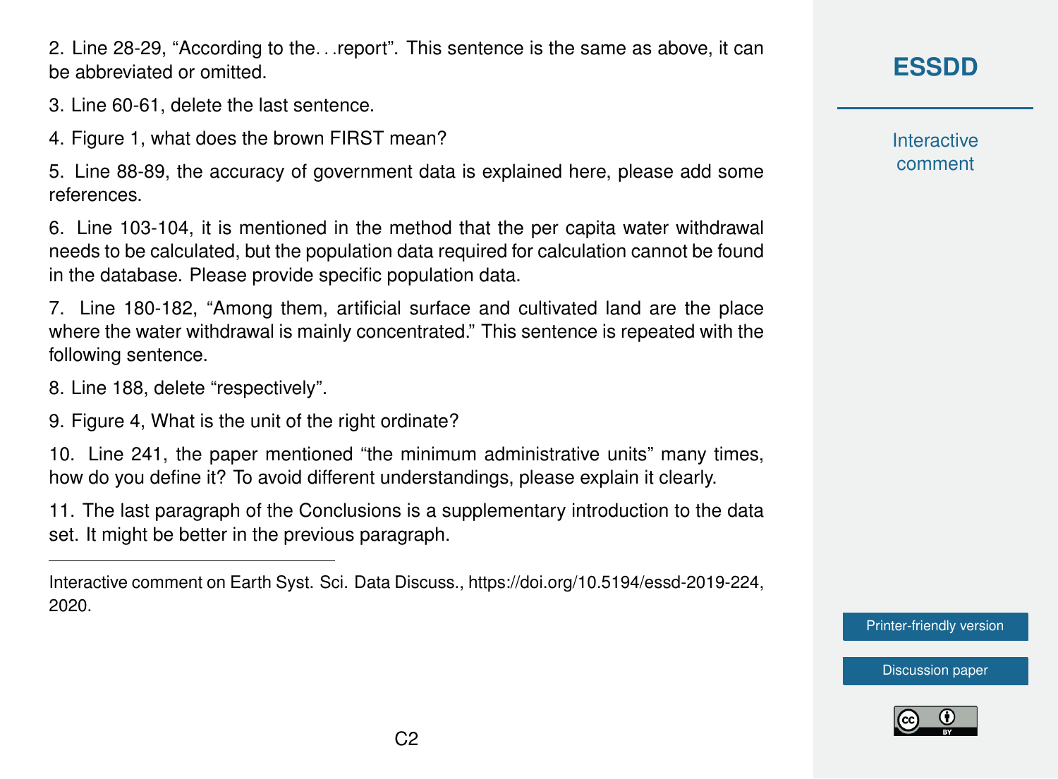2. Line 28-29, “According to the. . .report”. This sentence is the same as above, it can be abbreviated or omitted.

3. Line 60-61, delete the last sentence.

4. Figure 1, what does the brown FIRST mean?

5. Line 88-89, the accuracy of government data is explained here, please add some references.

6. Line 103-104, it is mentioned in the method that the per capita water withdrawal needs to be calculated, but the population data required for calculation cannot be found in the database. Please provide specific population data.

7. Line 180-182, “Among them, artificial surface and cultivated land are the place where the water withdrawal is mainly concentrated.” This sentence is repeated with the following sentence.

8. Line 188, delete “respectively”.

9. Figure 4, What is the unit of the right ordinate?

10. Line 241, the paper mentioned “the minimum administrative units” many times, how do you define it? To avoid different understandings, please explain it clearly.

11. The last paragraph of the Conclusions is a supplementary introduction to the data set. It might be better in the previous paragraph.

---

Interactive comment on Earth Syst. Sci. Data Discuss., https://doi.org/10.5194/essd-2019-224, 2020.